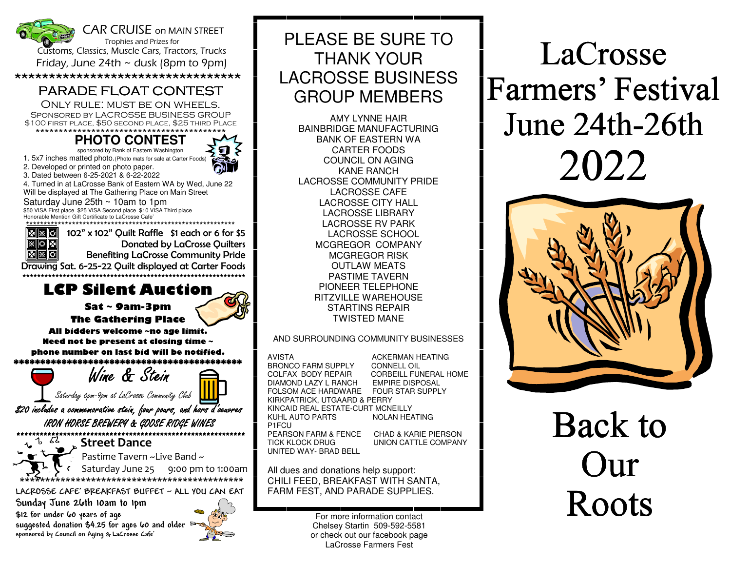## CAR CRUISE on MAIN STREET

Trophies and Prizes for
Customs, Classics, Muscle Cars, Tractors, Trucks
Friday, June 24th ~ dusk (8pm to 9pm)

********************************

## PARADE FLOAT CONTEST

ONLY RULE: MUST BE ON WHEELS.
SPONSORED BY LACROSSE BUSINESS GROUP
$100 FIRST PLACE, $50 SECOND PLACE, $25 THIRD PLACE

*****************************************

## PHOTO CONTEST

sponsored by Bank of Eastern Washington

1. 5x7 inches matted photo.(Photo mats for sale at Carter Foods)
2. Developed or printed on photo paper.
3. Dated between 6-25-2021 & 6-22-2022
4. Turned in at LaCrosse Bank of Eastern WA by Wed, June 22

Will be displayed at The Gathering Place on Main Street
Saturday June 25th ~ 10am to 1pm
$50 VISA First place $25 VISA Second place $10 VISA Third place
Honorable Mention Gift Certificate to LaCrosse Cafe'

*********************************************************

102" x 102" Quilt Raffle $1 each or 6 for $5
Donated by LaCrosse Quilters
Benefiting LaCrosse Community Pride
Drawing Sat. 6-25-22 Quilt displayed at Carter Foods

*********************************************************

## LCP Silent Auction

**Sat ~ 9am-3pm**
**The Gathering Place**

**All bidders welcome ~no age limit.**
**Need not be present at closing time ~**
**phone number on last bid will be notified.**

*********************************************

## Wine & Stein

*Saturday 6pm-9pm at LaCrosse Community Club*

*$20 includes a commemorative stein, four pours, and hors d'oeavres*
*IRON HORSE BREWERY & GOOSE RIDGE WINES*

**************************************************************

## Street Dance

Pastime Tavern ~Live Band ~
Saturday June 25 9:00 pm to 1:00am

*****************************************

LACROSSE CAFE' BREAKFAST BUFFET ~ ALL YOU CAN EAT
Sunday June 26th 10am to 1pm
$12 for under 60 years of age
suggested donation $4.25 for ages 60 and older
sponsored by Council on Aging & LaCrosse Cafe'

## PLEASE BE SURE TO THANK YOUR LACROSSE BUSINESS GROUP MEMBERS

AMY LYNNE HAIR
BAINBRIDGE MANUFACTURING
BANK OF EASTERN WA
CARTER FOODS
COUNCIL ON AGING
KANE RANCH
LACROSSE COMMUNITY PRIDE
LACROSSE CAFE
LACROSSE CITY HALL
LACROSSE LIBRARY
LACROSSE RV PARK
LACROSSE SCHOOL
MCGREGOR COMPANY
MCGREGOR RISK
OUTLAW MEATS
PASTIME TAVERN
PIONEER TELEPHONE
RITZVILLE WAREHOUSE
STARTINS REPAIR
TWISTED MANE

AND SURROUNDING COMMUNITY BUSINESSES

AVISTA — ACKERMAN HEATING
BRONCO FARM SUPPLY — CONNELL OIL
COLFAX BODY REPAIR — CORBEILL FUNERAL HOME
DIAMOND LAZY L RANCH — EMPIRE DISPOSAL
FOLSOM ACE HARDWARE — FOUR STAR SUPPLY
KIRKPATRICK, UTGAARD & PERRY
KINCAID REAL ESTATE-CURT MCNEILLY
KUHL AUTO PARTS — NOLAN HEATING
P1FCU
PEARSON FARM & FENCE — CHAD & KARIE PIERSON
TICK KLOCK DRUG — UNION CATTLE COMPANY
UNITED WAY- BRAD BELL

All dues and donations help support:
CHILI FEED, BREAKFAST WITH SANTA, FARM FEST, AND PARADE SUPPLIES.

For more information contact
Chelsey Startin 509-592-5581
or check out our facebook page
LaCrosse Farmers Fest

# LaCrosse Farmers' Festival June 24th-26th 2022

# Back to Our Roots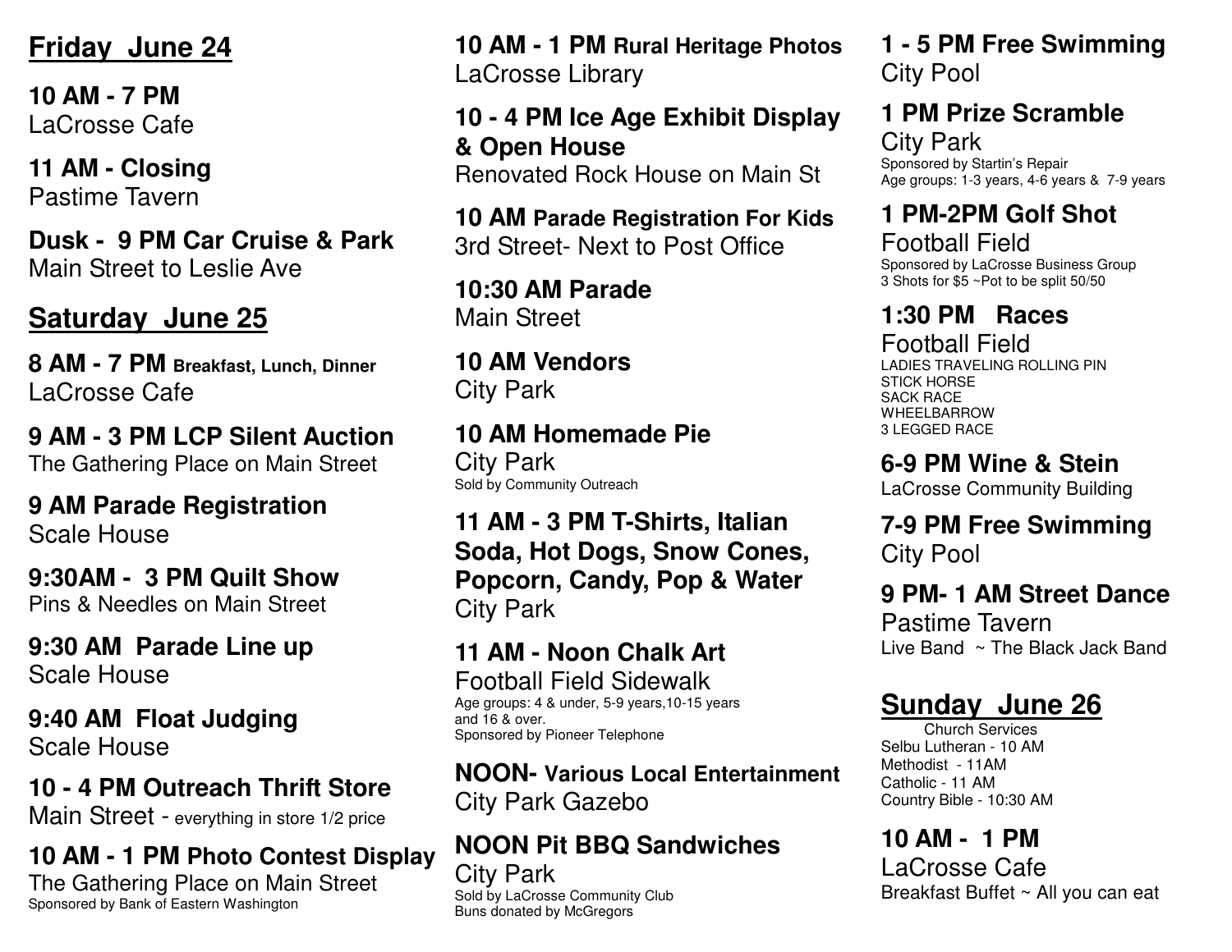## Friday June 24

**10 AM - 7 PM**
LaCrosse Cafe

**11 AM - Closing**
Pastime Tavern

**Dusk - 9 PM Car Cruise & Park**
Main Street to Leslie Ave

## Saturday June 25

**8 AM - 7 PM Breakfast, Lunch, Dinner**
LaCrosse Cafe

**9 AM - 3 PM LCP Silent Auction**
The Gathering Place on Main Street

**9 AM Parade Registration**
Scale House

**9:30AM - 3 PM Quilt Show**
Pins & Needles on Main Street

**9:30 AM Parade Line up**
Scale House

**9:40 AM Float Judging**
Scale House

**10 - 4 PM Outreach Thrift Store**
Main Street - everything in store 1/2 price

**10 AM - 1 PM Photo Contest Display**
The Gathering Place on Main Street
Sponsored by Bank of Eastern Washington

**10 AM - 1 PM Rural Heritage Photos**
LaCrosse Library

**10 - 4 PM Ice Age Exhibit Display & Open House**
Renovated Rock House on Main St

**10 AM Parade Registration For Kids**
3rd Street- Next to Post Office

**10:30 AM Parade**
Main Street

**10 AM Vendors**
City Park

**10 AM Homemade Pie**
City Park
Sold by Community Outreach

**11 AM - 3 PM T-Shirts, Italian Soda, Hot Dogs, Snow Cones, Popcorn, Candy, Pop & Water**
City Park

**11 AM - Noon Chalk Art**
Football Field Sidewalk
Age groups: 4 & under, 5-9 years, 10-15 years and 16 & over.
Sponsored by Pioneer Telephone

**NOON- Various Local Entertainment**
City Park Gazebo

**NOON Pit BBQ Sandwiches**
City Park
Sold by LaCrosse Community Club
Buns donated by McGregors

**1 - 5 PM Free Swimming**
City Pool

**1 PM Prize Scramble**
City Park
Sponsored by Startin's Repair
Age groups: 1-3 years, 4-6 years & 7-9 years

**1 PM-2PM Golf Shot**
Football Field
Sponsored by LaCrosse Business Group
3 Shots for $5 ~Pot to be split 50/50

**1:30 PM Races**
Football Field
LADIES TRAVELING ROLLING PIN
STICK HORSE
SACK RACE
WHEELBARROW
3 LEGGED RACE

**6-9 PM Wine & Stein**
LaCrosse Community Building

**7-9 PM Free Swimming**
City Pool

**9 PM- 1 AM Street Dance**
Pastime Tavern
Live Band ~ The Black Jack Band

## Sunday June 26

Church Services
Selbu Lutheran - 10 AM
Methodist - 11AM
Catholic - 11 AM
Country Bible - 10:30 AM

**10 AM - 1 PM**
LaCrosse Cafe
Breakfast Buffet ~ All you can eat